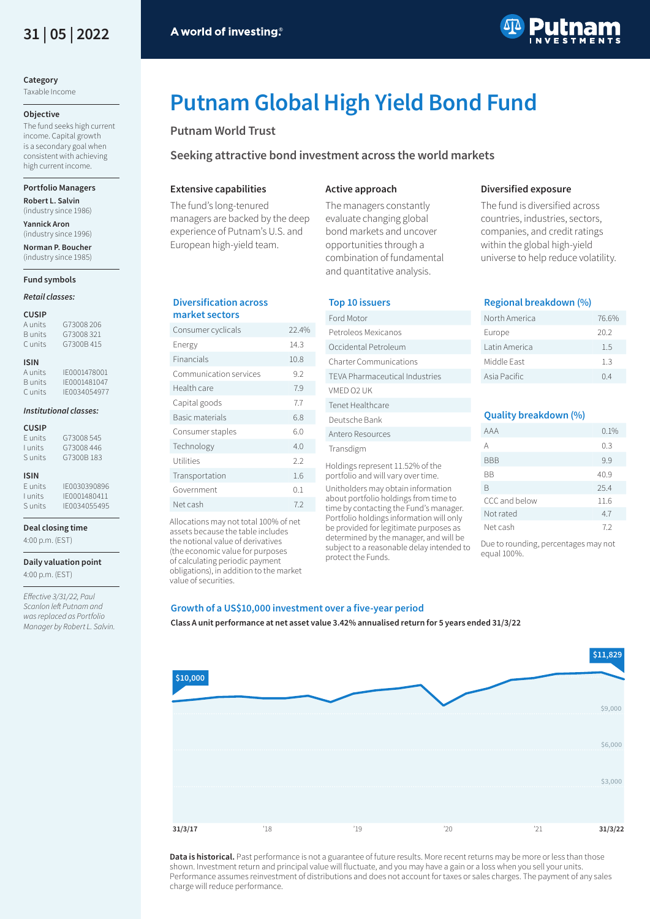31 | 05 | 2022

A world of investing.®

# Putnam Global High Yield Bond Fund

## Putnam World Trust

### Seeking attractive bond investment across the world markets

**Category**
Taxable Income

**Objective**
The fund seeks high current income. Capital growth is a secondary goal when consistent with achieving high current income.

**Portfolio Managers**

**Robert L. Salvin**
(industry since 1986)

**Yannick Aron**
(industry since 1996)

**Norman P. Boucher**
(industry since 1985)

**Fund symbols**

*Retail classes:*

**CUSIP**

| | |
|---|---|
| A units | G73008 206 |
| B units | G73008 321 |
| C units | G7300B 415 |

**ISIN**

| | |
|---|---|
| A units | IE0001478001 |
| B units | IE0001481047 |
| C units | IE0034054977 |

*Institutional classes:*

**CUSIP**

| | |
|---|---|
| E units | G73008 545 |
| I units | G73008 446 |
| S units | G7300B 183 |

**ISIN**

| | |
|---|---|
| E units | IE0030390896 |
| I units | IE0001480411 |
| S units | IE0034055495 |

**Deal closing time**
4:00 p.m. (EST)

**Daily valuation point**
4:00 p.m. (EST)

*Effective 3/31/22, Paul Scanlon left Putnam and was replaced as Portfolio Manager by Robert L. Salvin.*

### Extensive capabilities

The fund's long-tenured managers are backed by the deep experience of Putnam's U.S. and European high-yield team.

### Active approach

The managers constantly evaluate changing global bond markets and uncover opportunities through a combination of fundamental and quantitative analysis.

### Diversified exposure

The fund is diversified across countries, industries, sectors, companies, and credit ratings within the global high-yield universe to help reduce volatility.

### Diversification across market sectors

| Sector | % |
|---|---|
| Consumer cyclicals | 22.4% |
| Energy | 14.3 |
| Financials | 10.8 |
| Communication services | 9.2 |
| Health care | 7.9 |
| Capital goods | 7.7 |
| Basic materials | 6.8 |
| Consumer staples | 6.0 |
| Technology | 4.0 |
| Utilities | 2.2 |
| Transportation | 1.6 |
| Government | 0.1 |
| Net cash | 7.2 |

Allocations may not total 100% of net assets because the table includes the notional value of derivatives (the economic value for purposes of calculating periodic payment obligations), in addition to the market value of securities.

### Top 10 issuers

| Issuer |
|---|
| Ford Motor |
| Petroleos Mexicanos |
| Occidental Petroleum |
| Charter Communications |
| TEVA Pharmaceutical Industries |
| VMED O2 UK |
| Tenet Healthcare |
| Deutsche Bank |
| Antero Resources |
| Transdigm |

Holdings represent 11.52% of the portfolio and will vary over time.

Unitholders may obtain information about portfolio holdings from time to time by contacting the Fund's manager. Portfolio holdings information will only be provided for legitimate purposes as determined by the manager, and will be subject to a reasonable delay intended to protect the Funds.

### Regional breakdown (%)

| Region | % |
|---|---|
| North America | 76.6% |
| Europe | 20.2 |
| Latin America | 1.5 |
| Middle East | 1.3 |
| Asia Pacific | 0.4 |

### Quality breakdown (%)

| Rating | % |
|---|---|
| AAA | 0.1% |
| A | 0.3 |
| BBB | 9.9 |
| BB | 40.9 |
| B | 25.4 |
| CCC and below | 11.6 |
| Not rated | 4.7 |
| Net cash | 7.2 |

Due to rounding, percentages may not equal 100%.

### Growth of a US$10,000 investment over a five-year period

**Class A unit performance at net asset value 3.42% annualised return for 5 years ended 31/3/22**

$10,000 (31/3/17) → $11,829 (31/3/22)

**Data is historical.** Past performance is not a guarantee of future results. More recent returns may be more or less than those shown. Investment return and principal value will fluctuate, and you may have a gain or a loss when you sell your units. Performance assumes reinvestment of distributions and does not account for taxes or sales charges. The payment of any sales charge will reduce performance.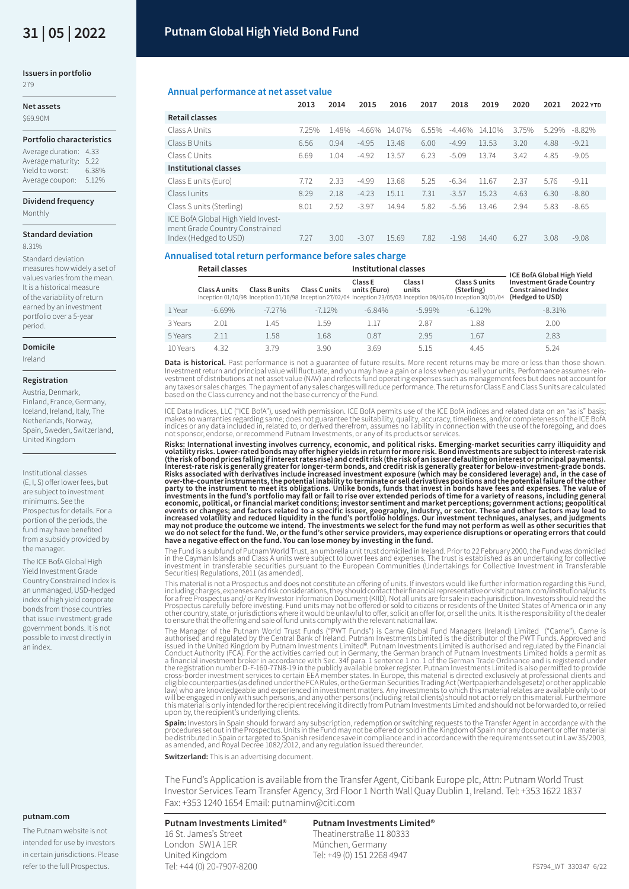# 31 | 05 | 2022

# Putnam Global High Yield Bond Fund

**Issuers in portfolio**
279

**Net assets**
$69.90M

**Portfolio characteristics**

Average duration: 4.33
Average maturity: 5.22
Yield to worst: 6.38%
Average coupon: 5.12%

**Dividend frequency**
Monthly

**Standard deviation**
8.31%

Standard deviation measures how widely a set of values varies from the mean. It is a historical measure of the variability of return earned by an investment portfolio over a 5-year period.

**Domicile**
Ireland

**Registration**
Austria, Denmark, Finland, France, Germany, Iceland, Ireland, Italy, The Netherlands, Norway, Spain, Sweden, Switzerland, United Kingdom

Institutional classes (E, I, S) offer lower fees, but are subject to investment minimums. See the Prospectus for details. For a portion of the periods, the fund may have benefited from a subsidy provided by the manager.

The ICE BofA Global High Yield Investment Grade Country Constrained Index is an unmanaged, USD-hedged index of high yield corporate bonds from those countries that issue investment-grade government bonds. It is not possible to invest directly in an index.

## Annual performance at net asset value

| | 2013 | 2014 | 2015 | 2016 | 2017 | 2018 | 2019 | 2020 | 2021 | 2022 YTD |
|---|---|---|---|---|---|---|---|---|---|---|
| **Retail classes** | | | | | | | | | | |
| Class A Units | 7.25% | 1.48% | -4.66% | 14.07% | 6.55% | -4.46% | 14.10% | 3.75% | 5.29% | -8.82% |
| Class B Units | 6.56 | 0.94 | -4.95 | 13.48 | 6.00 | -4.99 | 13.53 | 3.20 | 4.88 | -9.21 |
| Class C Units | 6.69 | 1.04 | -4.92 | 13.57 | 6.23 | -5.09 | 13.74 | 3.42 | 4.85 | -9.05 |
| **Institutional classes** | | | | | | | | | | |
| Class E units (Euro) | 7.72 | 2.33 | -4.99 | 13.68 | 5.25 | -6.34 | 11.67 | 2.37 | 5.76 | -9.11 |
| Class I units | 8.29 | 2.18 | -4.23 | 15.11 | 7.31 | -3.57 | 15.23 | 4.63 | 6.30 | -8.80 |
| Class S units (Sterling) | 8.01 | 2.52 | -3.97 | 14.94 | 5.82 | -5.56 | 13.46 | 2.94 | 5.83 | -8.65 |
| ICE BofA Global High Yield Investment Grade Country Constrained Index (Hedged to USD) | 7.27 | 3.00 | -3.07 | 15.69 | 7.82 | -1.98 | 14.40 | 6.27 | 3.08 | -9.08 |

## Annualised total return performance before sales charge

| | Retail classes | | | Institutional classes | | | |
|---|---|---|---|---|---|---|---|
| | **Class A units** Inception 01/10/98 | **Class B units** Inception 01/10/98 | **Class C units** Inception 27/02/04 | **Class E units (Euro)** Inception 23/05/03 | **Class I units** Inception 08/06/00 | **Class S units (Sterling)** Inception 30/01/04 | **ICE BofA Global High Yield Investment Grade Country Constrained Index (Hedged to USD)** |
| 1 Year | -6.69% | -7.27% | -7.12% | -6.84% | -5.99% | -6.12% | -8.31% |
| 3 Years | 2.01 | 1.45 | 1.59 | 1.17 | 2.87 | 1.88 | 2.00 |
| 5 Years | 2.11 | 1.58 | 1.68 | 0.87 | 2.95 | 1.67 | 2.83 |
| 10 Years | 4.32 | 3.79 | 3.90 | 3.69 | 5.15 | 4.45 | 5.24 |

**Data is historical.** Past performance is not a guarantee of future results. More recent returns may be more or less than those shown. Investment return and principal value will fluctuate, and you may have a gain or a loss when you sell your units. Performance assumes reinvestment of distributions at net asset value (NAV) and reflects fund operating expenses such as management fees but does not account for any taxes or sales charges. The payment of any sales charges will reduce performance. The returns for Class E and Class S units are calculated based on the Class currency and not the base currency of the Fund.

ICE Data Indices, LLC ("ICE BofA"), used with permission. ICE BofA permits use of the ICE BofA indices and related data on an "as is" basis; makes no warranties regarding same; does not guarantee the suitability, quality, accuracy, timeliness, and/or completeness of the ICE BofA indices or any data included in, related to, or derived therefrom, assumes no liability in connection with the use of the foregoing, and does not sponsor, endorse, or recommend Putnam Investments, or any of its products or services.

**Risks: International investing involves currency, economic, and political risks. Emerging-market securities carry illiquidity and volatility risks. Lower-rated bonds may offer higher yields in return for more risk. Bond investments are subject to interest-rate risk (the risk of bond prices falling if interest rates rise) and credit risk (the risk of an issuer defaulting on interest or principal payments). Interest-rate risk is generally greater for longer-term bonds, and credit risk is generally greater for below-investment-grade bonds. Risks associated with derivatives include increased investment exposure (which may be considered leverage) and, in the case of over-the-counter instruments, the potential inability to terminate or sell derivatives positions and the potential failure of the other party to the instrument to meet its obligations. Unlike bonds, funds that invest in bonds have fees and expenses. The value of investments in the fund's portfolio may fall or fail to rise over extended periods of time for a variety of reasons, including general economic, political, or financial market conditions; investor sentiment and market perceptions; government actions; geopolitical events or changes; and factors related to a specific issuer, geography, industry, or sector. These and other factors may lead to increased volatility and reduced liquidity in the fund's portfolio holdings. Our investment techniques, analyses, and judgments may not produce the outcome we intend. The investments we select for the fund may not perform as well as other securities that we do not select for the fund. We, or the fund's other service providers, may experience disruptions or operating errors that could have a negative effect on the fund. You can lose money by investing in the fund.**

The Fund is a subfund of Putnam World Trust, an umbrella unit trust domiciled in Ireland. Prior to 22 February 2000, the Fund was domiciled in the Cayman Islands and Class A units were subject to lower fees and expenses. The trust is established as an undertaking for collective investment in transferable securities pursuant to the European Communities (Undertakings for Collective Investment in Transferable Securities) Regulations, 2011 (as amended).

This material is not a Prospectus and does not constitute an offering of units. If investors would like further information regarding this Fund, including charges, expenses and risk considerations, they should contact their financial representative or visit putnam.com/institutional/ucits for a free Prospectus and/ or Key Investor Information Document (KIID). Not all units are for sale in each jurisdiction. Investors should read the Prospectus carefully before investing. Fund units may not be offered or sold to citizens or residents of the United States of America or in any other country, state, or jurisdictions where it would be unlawful to offer, solicit an offer for, or sell the units. It is the responsibility of the dealer to ensure that the offering and sale of fund units comply with the relevant national law.

The Manager of the Putnam World Trust Funds ("PWT Funds") is Carne Global Fund Managers (Ireland) Limited ("Carne"). Carne is authorised and regulated by the Central Bank of Ireland. Putnam Investments Limited is the distributor of the PWT Funds. Approved and issued in the United Kingdom by Putnam Investments Limited®. Putnam Investments Limited is authorised and regulated by the Financial Conduct Authority (FCA). For the activities carried out in Germany, the German branch of Putnam Investments Limited holds a permit as a financial investment broker in accordance with Sec. 34f para. 1 sentence 1 no. 1 of the German Trade Ordinance and is registered under the registration number D-F-160-77N8-19 in the publicly available broker register. Putnam Investments Limited is also permitted to provide cross-border investment services to certain EEA member states. In Europe, this material is directed exclusively at professional clients and eligible counterparties (as defined under the FCA Rules, or the German Securities Trading Act (Wertpapierhandelsgesetz) or other applicable law) who are knowledgeable and experienced in investment matters. Any investments to which this material relates are available only to or will be engaged in only with such persons, and any other persons (including retail clients) should not act or rely on this material. Furthermore this material is only intended for the recipient receiving it directly from Putnam Investments Limited and should not be forwarded to, or relied upon by, the recipient's underlying clients.

**Spain:** Investors in Spain should forward any subscription, redemption or switching requests to the Transfer Agent in accordance with the procedures set out in the Prospectus. Units in the Fund may not be offered or sold in the Kingdom of Spain nor any document or offer material be distributed in Spain or targeted to Spanish residence save in compliance and in accordance with the requirements set out in Law 35/2003, as amended, and Royal Decree 1082/2012, and any regulation issued thereunder.

**Switzerland:** This is an advertising document.

The Fund's Application is available from the Transfer Agent, Citibank Europe plc, Attn: Putnam World Trust Investor Services Team Transfer Agency, 3rd Floor 1 North Wall Quay Dublin 1, Ireland. Tel: +353 1622 1837 Fax: +353 1240 1654 Email: putnaminv@citi.com

**Putnam Investments Limited®**
16 St. James's Street
London SW1A 1ER
United Kingdom
Tel: +44 (0) 20-7907-8200

**Putnam Investments Limited®**
Theatinerstraße 11 80333
München, Germany
Tel: +49 (0) 151 2268 4947

**putnam.com**

The Putnam website is not intended for use by investors in certain jurisdictions. Please refer to the full Prospectus.

FS794_WT 330347 6/22